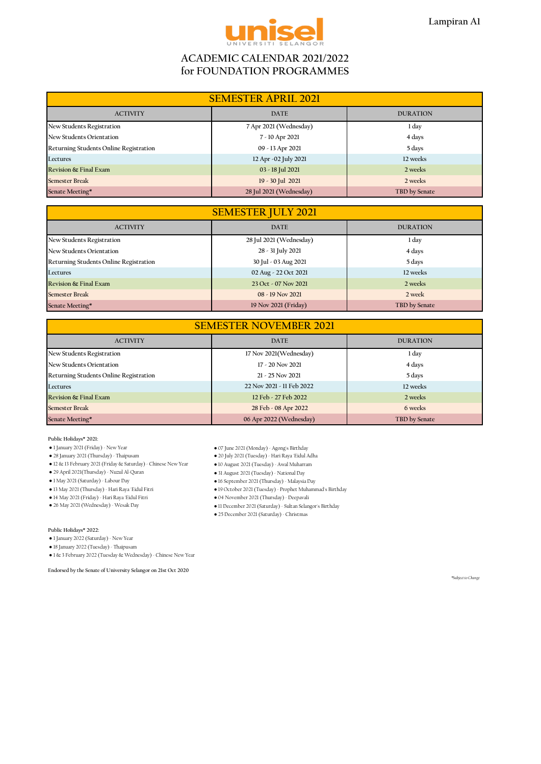Lampiran A1

unisel
UNIVERSITI SELANGOR

# ACADEMIC CALENDAR 2021/2022
# for FOUNDATION PROGRAMMES

| SEMESTER APRIL 2021 | | |
|---|---|---|
| ACTIVITY | DATE | DURATION |
| New Students Registration | 7 Apr 2021 (Wednesday) | 1 day |
| New Students Orientation | 7 - 10 Apr 2021 | 4 days |
| Returning Students Online Registration | 09 - 13 Apr 2021 | 5 days |
| Lectures | 12 Apr -02 July 2021 | 12 weeks |
| Revision & Final Exam | 03 - 18 Jul 2021 | 2 weeks |
| Semester Break | 19 - 30 Jul 2021 | 2 weeks |
| Senate Meeting* | 28 Jul 2021 (Wednesday) | TBD by Senate |

| SEMESTER JULY 2021 | | |
|---|---|---|
| ACTIVITY | DATE | DURATION |
| New Students Registration | 28 Jul 2021 (Wednesday) | 1 day |
| New Students Orientation | 28 - 31 July 2021 | 4 days |
| Returning Students Online Registration | 30 Jul - 03 Aug 2021 | 5 days |
| Lectures | 02 Aug - 22 Oct 2021 | 12 weeks |
| Revision & Final Exam | 23 Oct - 07 Nov 2021 | 2 weeks |
| Semester Break | 08 - 19 Nov 2021 | 2 week |
| Senate Meeting* | 19 Nov 2021 (Friday) | TBD by Senate |

| SEMESTER NOVEMBER 2021 | | |
|---|---|---|
| ACTIVITY | DATE | DURATION |
| New Students Registration | 17 Nov 2021(Wednesday) | 1 day |
| New Students Orientation | 17 - 20 Nov 2021 | 4 days |
| Returning Students Online Registration | 21 - 25 Nov 2021 | 5 days |
| Lectures | 22 Nov 2021 - 11 Feb 2022 | 12 weeks |
| Revision & Final Exam | 12 Feb - 27 Feb 2022 | 2 weeks |
| Semester Break | 28 Feb - 08 Apr 2022 | 6 weeks |
| Senate Meeting* | 06 Apr 2022 (Wednesday) | TBD by Senate |

Public Holidays* 2021:

- 1 January 2021 (Friday) - New Year
- 28 January 2021 (Thursday) - Thaipusam
- 12 & 13 February 2021 (Friday & Saturday) - Chinese New Year
- 29 April 2021(Thursday) - Nuzul Al-Quran
- 1 May 2021 (Saturday) - Labour Day
- 13 May 2021 (Thursday) - Hari Raya 'Eidul Fitri
- 14 May 2021 (Friday) - Hari Raya 'Eidul Fitri
- 26 May 2021 (Wednesday) - Wesak Day
- 07 June 2021 (Monday) - Agong's Birthday
- 20 July 2021 (Tuesday) - Hari Raya 'Eidul Adha
- 10 August 2021 (Tuesday) - Awal Muharram
- 31 August 2021 (Tuesday) - National Day
- 16 September 2021 (Thursday) - Malaysia Day
- 19 October 2021 (Tuesday) - Prophet Muhammad's Birthday
- 04 November 2021 (Thursday) - Deepavali
- 11 December 2021 (Saturday) - Sultan Selangor's Birthday
- 25 December 2021 (Saturday) - Christmas

Public Holidays* 2022:

- 1 January 2022 (Saturday) - New Year
- 18 January 2022 (Tuesday) - Thaipusam
- 1 & 3 February 2022 (Tuesday & Wednesday) - Chinese New Year

**Endorsed by the Senate of University Selangor on 21st Oct 2020**

*\*Subject to Change*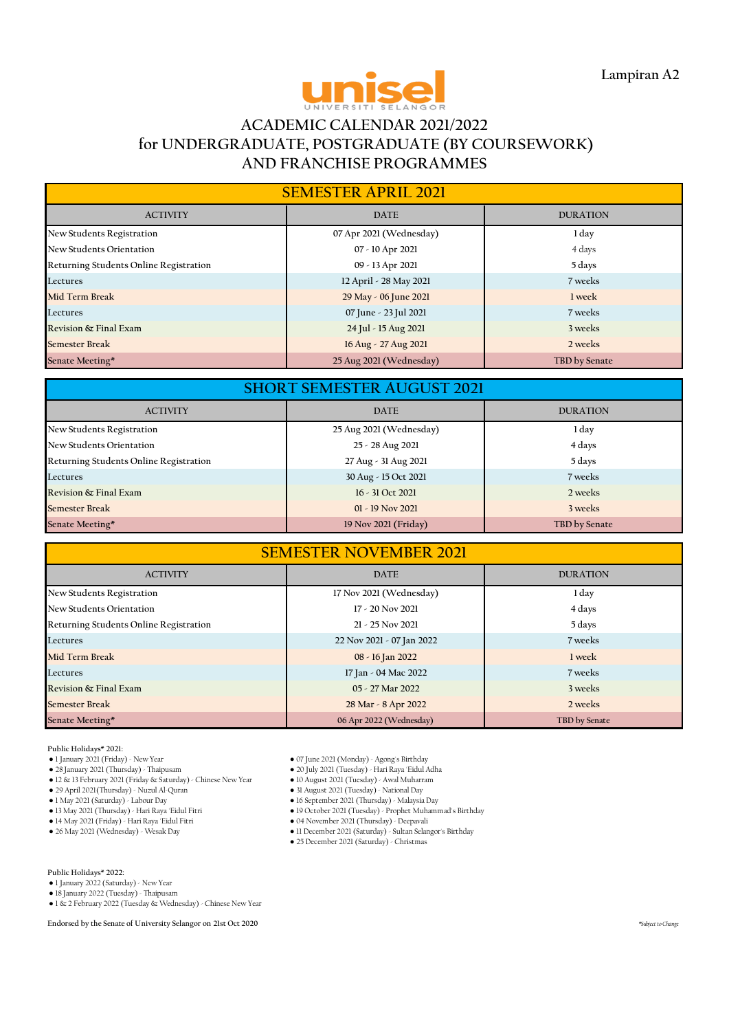Lampiran A2

unisel
UNIVERSITI SELANGOR

# ACADEMIC CALENDAR 2021/2022
# for UNDERGRADUATE, POSTGRADUATE (BY COURSEWORK) AND FRANCHISE PROGRAMMES

## SEMESTER APRIL 2021

| ACTIVITY | DATE | DURATION |
|---|---|---|
| New Students Registration | 07 Apr 2021 (Wednesday) | 1 day |
| New Students Orientation | 07 - 10 Apr 2021 | 4 days |
| Returning Students Online Registration | 09 - 13 Apr 2021 | 5 days |
| Lectures | 12 April - 28 May 2021 | 7 weeks |
| Mid Term Break | 29 May - 06 June 2021 | 1 week |
| Lectures | 07 June - 23 Jul 2021 | 7 weeks |
| Revision & Final Exam | 24 Jul - 15 Aug 2021 | 3 weeks |
| Semester Break | 16 Aug - 27 Aug 2021 | 2 weeks |
| Senate Meeting* | 25 Aug 2021 (Wednesday) | TBD by Senate |

## SHORT SEMESTER AUGUST 2021

| ACTIVITY | DATE | DURATION |
|---|---|---|
| New Students Registration | 25 Aug 2021 (Wednesday) | 1 day |
| New Students Orientation | 25 - 28 Aug 2021 | 4 days |
| Returning Students Online Registration | 27 Aug - 31 Aug 2021 | 5 days |
| Lectures | 30 Aug - 15 Oct 2021 | 7 weeks |
| Revision & Final Exam | 16 - 31 Oct 2021 | 2 weeks |
| Semester Break | 01 - 19 Nov 2021 | 3 weeks |
| Senate Meeting* | 19 Nov 2021 (Friday) | TBD by Senate |

## SEMESTER NOVEMBER 2021

| ACTIVITY | DATE | DURATION |
|---|---|---|
| New Students Registration | 17 Nov 2021 (Wednesday) | 1 day |
| New Students Orientation | 17 - 20 Nov 2021 | 4 days |
| Returning Students Online Registration | 21 - 25 Nov 2021 | 5 days |
| Lectures | 22 Nov 2021 - 07 Jan 2022 | 7 weeks |
| Mid Term Break | 08 - 16 Jan 2022 | 1 week |
| Lectures | 17 Jan - 04 Mac 2022 | 7 weeks |
| Revision & Final Exam | 05 - 27 Mar 2022 | 3 weeks |
| Semester Break | 28 Mar - 8 Apr 2022 | 2 weeks |
| Senate Meeting* | 06 Apr 2022 (Wednesday) | TBD by Senate |

Public Holidays* 2021:

- 1 January 2021 (Friday) - New Year
- 28 January 2021 (Thursday) - Thaipusam
- 12 & 13 February 2021 (Friday & Saturday) - Chinese New Year
- 29 April 2021(Thursday) - Nuzul Al-Quran
- 1 May 2021 (Saturday) - Labour Day
- 13 May 2021 (Thursday) - Hari Raya 'Eidul Fitri
- 14 May 2021 (Friday) - Hari Raya 'Eidul Fitri
- 26 May 2021 (Wednesday) - Wesak Day
- 07 June 2021 (Monday) - Agong's Birthday
- 20 July 2021 (Tuesday) - Hari Raya 'Eidul Adha
- 10 August 2021 (Tuesday) - Awal Muharram
- 31 August 2021 (Tuesday) - National Day
- 16 September 2021 (Thursday) - Malaysia Day
- 19 October 2021 (Tuesday) - Prophet Muhammad's Birthday
- 04 November 2021 (Thursday) - Deepavali
- 11 December 2021 (Saturday) - Sultan Selangor's Birthday
- 25 December 2021 (Saturday) - Christmas

Public Holidays* 2022:

- 1 January 2022 (Saturday) - New Year
- 18 January 2022 (Tuesday) - Thaipusam
- 1 & 2 February 2022 (Tuesday & Wednesday) - Chinese New Year

Endorsed by the Senate of University Selangor on 21st Oct 2020

*Subject to Change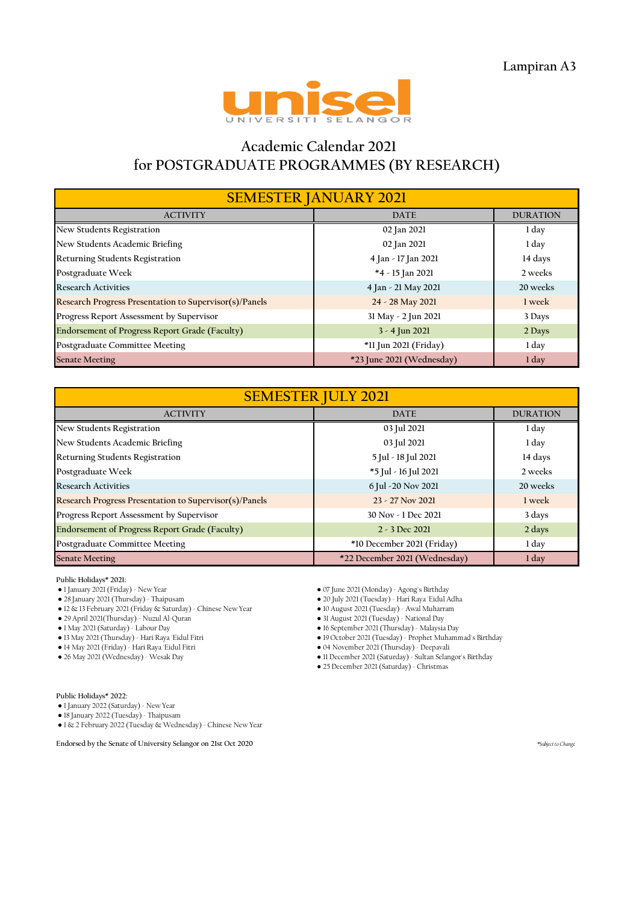Lampiran A3

unisel
UNIVERSITI SELANGOR

# Academic Calendar 2021
# for POSTGRADUATE PROGRAMMES (BY RESEARCH)

| SEMESTER JANUARY 2021 | | |
|---|---|---|
| ACTIVITY | DATE | DURATION |
| New Students Registration | 02 Jan 2021 | 1 day |
| New Students Academic Briefing | 02 Jan 2021 | 1 day |
| Returning Students Registration | 4 Jan - 17 Jan 2021 | 14 days |
| Postgraduate Week | *4 - 15 Jan 2021 | 2 weeks |
| Research Activities | 4 Jan - 21 May 2021 | 20 weeks |
| Research Progress Presentation to Supervisor(s)/Panels | 24 - 28 May 2021 | 1 week |
| Progress Report Assessment by Supervisor | 31 May - 2 Jun 2021 | 3 Days |
| Endorsement of Progress Report Grade (Faculty) | 3 - 4 Jun 2021 | 2 Days |
| Postgraduate Committee Meeting | *11 Jun 2021 (Friday) | 1 day |
| Senate Meeting | *23 June 2021 (Wednesday) | 1 day |

| SEMESTER JULY 2021 | | |
|---|---|---|
| ACTIVITY | DATE | DURATION |
| New Students Registration | 03 Jul 2021 | 1 day |
| New Students Academic Briefing | 03 Jul 2021 | 1 day |
| Returning Students Registration | 5 Jul - 18 Jul 2021 | 14 days |
| Postgraduate Week | *5 Jul - 16 Jul 2021 | 2 weeks |
| Research Activities | 6 Jul -20 Nov 2021 | 20 weeks |
| Research Progress Presentation to Supervisor(s)/Panels | 23 - 27 Nov 2021 | 1 week |
| Progress Report Assessment by Supervisor | 30 Nov - 1 Dec 2021 | 3 days |
| Endorsement of Progress Report Grade (Faculty) | 2 - 3 Dec 2021 | 2 days |
| Postgraduate Committee Meeting | *10 December 2021 (Friday) | 1 day |
| Senate Meeting | *22 December 2021 (Wednesday) | 1 day |

Public Holidays* 2021:

- 1 January 2021 (Friday) - New Year
- 28 January 2021 (Thursday) - Thaipusam
- 12 & 13 February 2021 (Friday & Saturday) - Chinese New Year
- 29 April 2021(Thursday) - Nuzul Al-Quran
- 1 May 2021 (Saturday) - Labour Day
- 13 May 2021 (Thursday) - Hari Raya 'Eidul Fitri
- 14 May 2021 (Friday) - Hari Raya 'Eidul Fitri
- 26 May 2021 (Wednesday) - Wesak Day
- 07 June 2021 (Monday) - Agong's Birthday
- 20 July 2021 (Tuesday) - Hari Raya 'Eidul Adha
- 10 August 2021 (Tuesday) - Awal Muharram
- 31 August 2021 (Tuesday) - National Day
- 16 September 2021 (Thursday) - Malaysia Day
- 19 October 2021 (Tuesday) - Prophet Muhammad's Birthday
- 04 November 2021 (Thursday) - Deepavali
- 11 December 2021 (Saturday) - Sultan Selangor's Birthday
- 25 December 2021 (Saturday) - Christmas

Public Holidays* 2022:

- 1 January 2022 (Saturday) - New Year
- 18 January 2022 (Tuesday) - Thaipusam
- 1 & 2 February 2022 (Tuesday & Wednesday) - Chinese New Year

Endorsed by the Senate of University Selangor on 21st Oct 2020

*Subject to Change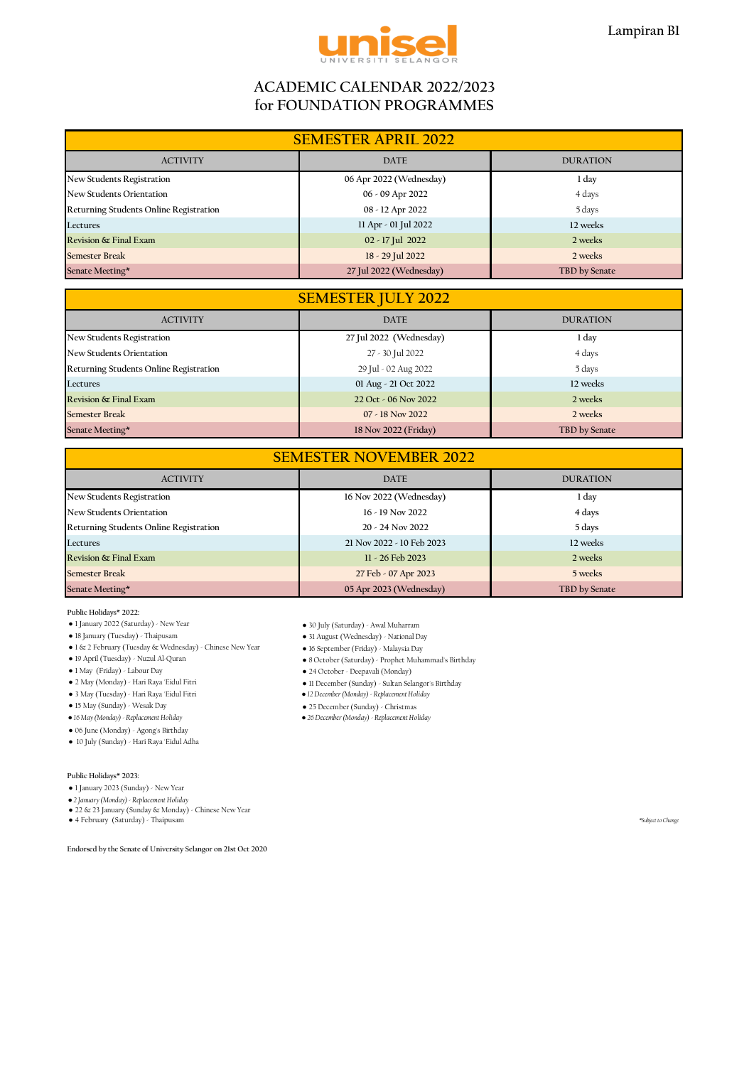Lampiran B1

unisel
UNIVERSITI SELANGOR

# ACADEMIC CALENDAR 2022/2023
# for FOUNDATION PROGRAMMES

| SEMESTER APRIL 2022 | | |
|---|---|---|
| ACTIVITY | DATE | DURATION |
| New Students Registration | 06 Apr 2022 (Wednesday) | 1 day |
| New Students Orientation | 06 - 09 Apr 2022 | 4 days |
| Returning Students Online Registration | 08 - 12 Apr 2022 | 5 days |
| Lectures | 11 Apr - 01 Jul 2022 | 12 weeks |
| Revision & Final Exam | 02 - 17 Jul 2022 | 2 weeks |
| Semester Break | 18 - 29 Jul 2022 | 2 weeks |
| Senate Meeting* | 27 Jul 2022 (Wednesday) | TBD by Senate |

| SEMESTER JULY 2022 | | |
|---|---|---|
| ACTIVITY | DATE | DURATION |
| New Students Registration | 27 Jul 2022 (Wednesday) | 1 day |
| New Students Orientation | 27 - 30 Jul 2022 | 4 days |
| Returning Students Online Registration | 29 Jul - 02 Aug 2022 | 5 days |
| Lectures | 01 Aug - 21 Oct 2022 | 12 weeks |
| Revision & Final Exam | 22 Oct - 06 Nov 2022 | 2 weeks |
| Semester Break | 07 - 18 Nov 2022 | 2 weeks |
| Senate Meeting* | 18 Nov 2022 (Friday) | TBD by Senate |

| SEMESTER NOVEMBER 2022 | | |
|---|---|---|
| ACTIVITY | DATE | DURATION |
| New Students Registration | 16 Nov 2022 (Wednesday) | 1 day |
| New Students Orientation | 16 - 19 Nov 2022 | 4 days |
| Returning Students Online Registration | 20 - 24 Nov 2022 | 5 days |
| Lectures | 21 Nov 2022 - 10 Feb 2023 | 12 weeks |
| Revision & Final Exam | 11 - 26 Feb 2023 | 2 weeks |
| Semester Break | 27 Feb - 07 Apr 2023 | 5 weeks |
| Senate Meeting* | 05 Apr 2023 (Wednesday) | TBD by Senate |

**Public Holidays* 2022:**

- 1 January 2022 (Saturday) - New Year
- 18 January (Tuesday) - Thaipusam
- 1 & 2 February (Tuesday & Wednesday) - Chinese New Year
- 19 April (Tuesday) - Nuzul Al-Quran
- 1 May (Friday) - Labour Day
- 2 May (Monday) - Hari Raya 'Eidul Fitri
- 3 May (Tuesday) - Hari Raya 'Eidul Fitri
- 15 May (Sunday) - Wesak Day
- *16 May (Monday) - Replacement Holiday*
- 06 June (Monday) - Agong's Birthday
- 10 July (Sunday) - Hari Raya 'Eidul Adha
- 30 July (Saturday) - Awal Muharram
- 31 August (Wednesday) - National Day
- 16 September (Friday) - Malaysia Day
- 8 October (Saturday) - Prophet Muhammad's Birthday
- 24 October - Deepavali (Monday)
- 11 December (Sunday) - Sultan Selangor's Birthday
- *12 December (Monday) - Replacement Holiday*
- 25 December (Sunday) - Christmas
- *26 December (Monday) - Replacement Holiday*

**Public Holidays* 2023:**

- 1 January 2023 (Sunday) - New Year
- *2 January (Monday) - Replacement Holiday*
- 22 & 23 January (Sunday & Monday) - Chinese New Year
- 4 February (Saturday) - Thaipusam

*\*Subject to Change*

**Endorsed by the Senate of University Selangor on 21st Oct 2020**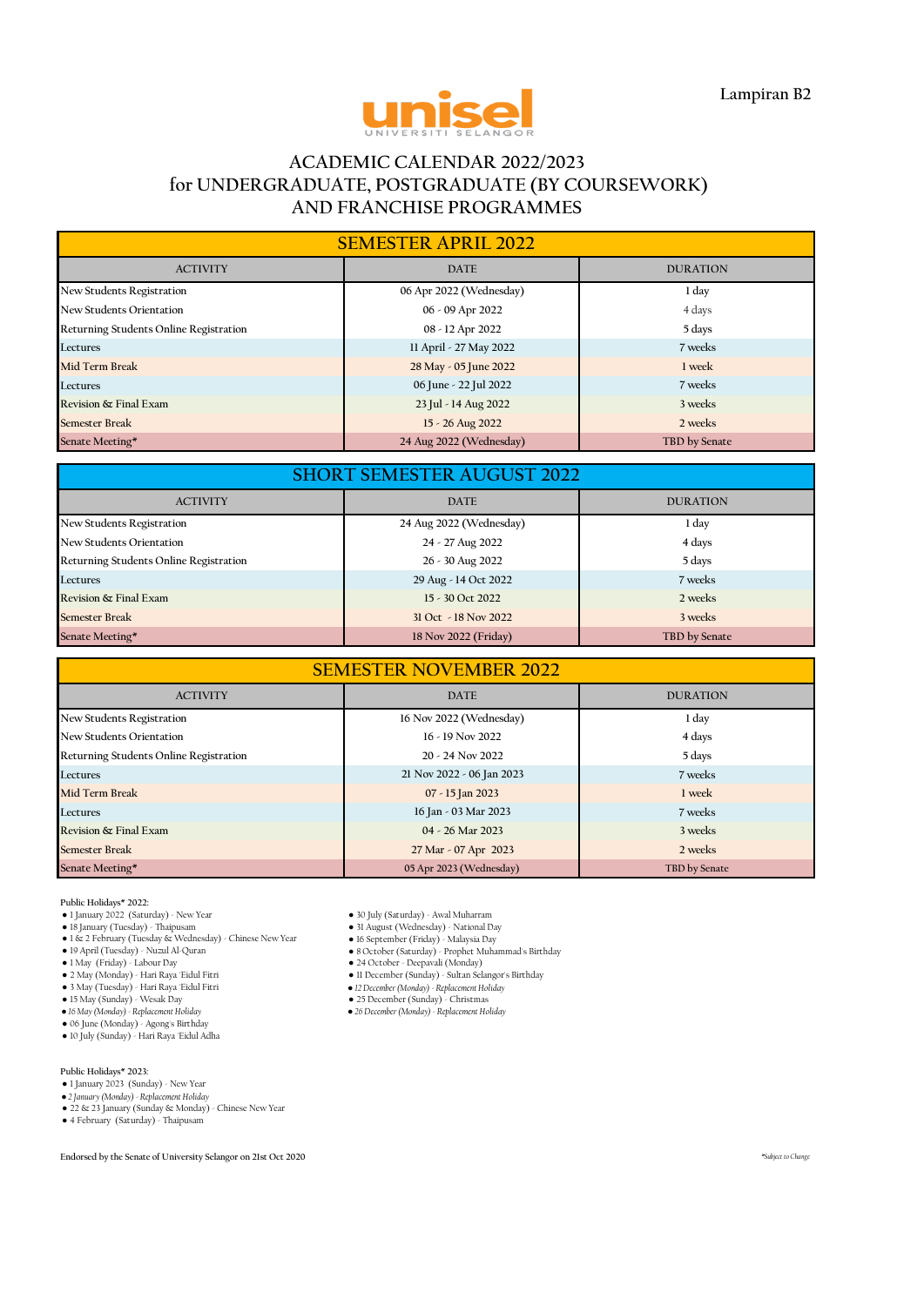Lampiran B2

unisel
UNIVERSITI SELANGOR

# ACADEMIC CALENDAR 2022/2023
## for UNDERGRADUATE, POSTGRADUATE (BY COURSEWORK) AND FRANCHISE PROGRAMMES

### SEMESTER APRIL 2022

| ACTIVITY | DATE | DURATION |
|---|---|---|
| New Students Registration | 06 Apr 2022 (Wednesday) | 1 day |
| New Students Orientation | 06 - 09 Apr 2022 | 4 days |
| Returning Students Online Registration | 08 - 12 Apr 2022 | 5 days |
| Lectures | 11 April - 27 May 2022 | 7 weeks |
| Mid Term Break | 28 May - 05 June 2022 | 1 week |
| Lectures | 06 June - 22 Jul 2022 | 7 weeks |
| Revision & Final Exam | 23 Jul - 14 Aug 2022 | 3 weeks |
| Semester Break | 15 - 26 Aug 2022 | 2 weeks |
| Senate Meeting* | 24 Aug 2022 (Wednesday) | TBD by Senate |

### SHORT SEMESTER AUGUST 2022

| ACTIVITY | DATE | DURATION |
|---|---|---|
| New Students Registration | 24 Aug 2022 (Wednesday) | 1 day |
| New Students Orientation | 24 - 27 Aug 2022 | 4 days |
| Returning Students Online Registration | 26 - 30 Aug 2022 | 5 days |
| Lectures | 29 Aug - 14 Oct 2022 | 7 weeks |
| Revision & Final Exam | 15 - 30 Oct 2022 | 2 weeks |
| Semester Break | 31 Oct - 18 Nov 2022 | 3 weeks |
| Senate Meeting* | 18 Nov 2022 (Friday) | TBD by Senate |

### SEMESTER NOVEMBER 2022

| ACTIVITY | DATE | DURATION |
|---|---|---|
| New Students Registration | 16 Nov 2022 (Wednesday) | 1 day |
| New Students Orientation | 16 - 19 Nov 2022 | 4 days |
| Returning Students Online Registration | 20 - 24 Nov 2022 | 5 days |
| Lectures | 21 Nov 2022 - 06 Jan 2023 | 7 weeks |
| Mid Term Break | 07 - 15 Jan 2023 | 1 week |
| Lectures | 16 Jan - 03 Mar 2023 | 7 weeks |
| Revision & Final Exam | 04 - 26 Mar 2023 | 3 weeks |
| Semester Break | 27 Mar - 07 Apr 2023 | 2 weeks |
| Senate Meeting* | 05 Apr 2023 (Wednesday) | TBD by Senate |

Public Holidays* 2022:

- 1 January 2022 (Saturday) - New Year
- 18 January (Tuesday) - Thaipusam
- 1 & 2 February (Tuesday & Wednesday) - Chinese New Year
- 19 April (Tuesday) - Nuzul Al-Quran
- 1 May (Friday) - Labour Day
- 2 May (Monday) - Hari Raya 'Eidul Fitri
- 3 May (Tuesday) - Hari Raya 'Eidul Fitri
- 15 May (Sunday) - Wesak Day
- *16 May (Monday) - Replacement Holiday*
- 06 June (Monday) - Agong's Birthday
- 10 July (Sunday) - Hari Raya 'Eidul Adha
- 30 July (Saturday) - Awal Muharram
- 31 August (Wednesday) - National Day
- 16 September (Friday) - Malaysia Day
- 8 October (Saturday) - Prophet Muhammad's Birthday
- 24 October - Deepavali (Monday)
- 11 December (Sunday) - Sultan Selangor's Birthday
- *12 December (Monday) - Replacement Holiday*
- 25 December (Sunday) - Christmas
- *26 December (Monday) - Replacement Holiday*

Public Holidays* 2023:

- 1 January 2023 (Sunday) - New Year
- *2 January (Monday) - Replacement Holiday*
- 22 & 23 January (Sunday & Monday) - Chinese New Year
- 4 February (Saturday) - Thaipusam

Endorsed by the Senate of University Selangor on 21st Oct 2020

*Subject to Change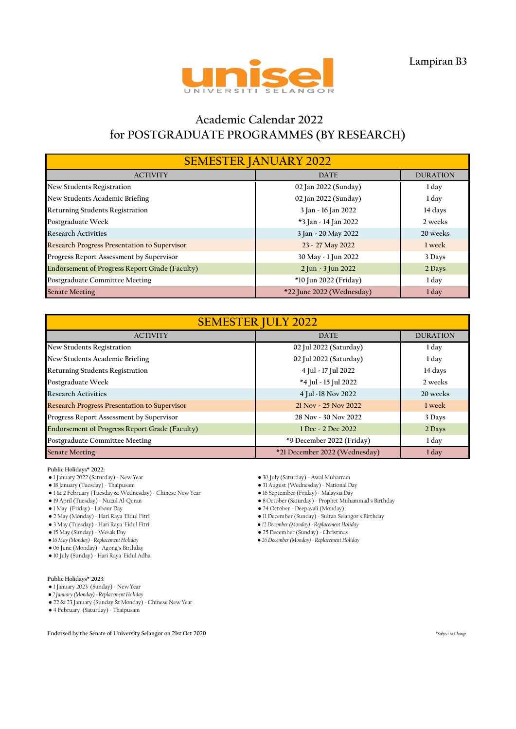Lampiran B3

unisel
UNIVERSITI SELANGOR

# Academic Calendar 2022
# for POSTGRADUATE PROGRAMMES (BY RESEARCH)

| SEMESTER JANUARY 2022 | | |
|---|---|---|
| ACTIVITY | DATE | DURATION |
| New Students Registration | 02 Jan 2022 (Sunday) | 1 day |
| New Students Academic Briefing | 02 Jan 2022 (Sunday) | 1 day |
| Returning Students Registration | 3 Jan - 16 Jan 2022 | 14 days |
| Postgraduate Week | *3 Jan - 14 Jan 2022 | 2 weeks |
| Research Activities | 3 Jan - 20 May 2022 | 20 weeks |
| Research Progress Presentation to Supervisor | 23 - 27 May 2022 | 1 week |
| Progress Report Assessment by Supervisor | 30 May - 1 Jun 2022 | 3 Days |
| Endorsement of Progress Report Grade (Faculty) | 2 Jun - 3 Jun 2022 | 2 Days |
| Postgraduate Committee Meeting | *10 Jun 2022 (Friday) | 1 day |
| Senate Meeting | *22 June 2022 (Wednesday) | 1 day |

| SEMESTER JULY 2022 | | |
|---|---|---|
| ACTIVITY | DATE | DURATION |
| New Students Registration | 02 Jul 2022 (Saturday) | 1 day |
| New Students Academic Briefing | 02 Jul 2022 (Saturday) | 1 day |
| Returning Students Registration | 4 Jul - 17 Jul 2022 | 14 days |
| Postgraduate Week | *4 Jul - 15 Jul 2022 | 2 weeks |
| Research Activities | 4 Jul -18 Nov 2022 | 20 weeks |
| Research Progress Presentation to Supervisor | 21 Nov - 25 Nov 2022 | 1 week |
| Progress Report Assessment by Supervisor | 28 Nov - 30 Nov 2022 | 3 Days |
| Endorsement of Progress Report Grade (Faculty) | 1 Dec - 2 Dec 2022 | 2 Days |
| Postgraduate Committee Meeting | *9 December 2022 (Friday) | 1 day |
| Senate Meeting | *21 December 2022 (Wednesday) | 1 day |

Public Holidays* 2022:

- 1 January 2022 (Saturday) - New Year
- 18 January (Tuesday) - Thaipusam
- 1 & 2 February (Tuesday & Wednesday) - Chinese New Year
- 19 April (Tuesday) - Nuzul Al-Quran
- 1 May (Friday) - Labour Day
- 2 May (Monday) - Hari Raya 'Eidul Fitri
- 3 May (Tuesday) - Hari Raya 'Eidul Fitri
- 15 May (Sunday) - Wesak Day
- *16 May (Monday) - Replacement Holiday*
- 06 June (Monday) - Agong's Birthday
- 10 July (Sunday) - Hari Raya 'Eidul Adha
- 30 July (Saturday) - Awal Muharram
- 31 August (Wednesday) - National Day
- 16 September (Friday) - Malaysia Day
- 8 October (Saturday) - Prophet Muhammad's Birthday
- 24 October - Deepavali (Monday)
- 11 December (Sunday) - Sultan Selangor's Birthday
- *12 December (Monday) - Replacement Holiday*
- 25 December (Sunday) - Christmas
- *26 December (Monday) - Replacement Holiday*

Public Holidays* 2023:

- 1 January 2023 (Sunday) - New Year
- *2 January (Monday) - Replacement Holiday*
- 22 & 23 January (Sunday & Monday) - Chinese New Year
- 4 February (Saturday) - Thaipusam

Endorsed by the Senate of University Selangor on 21st Oct 2020

*\*Subject to Change*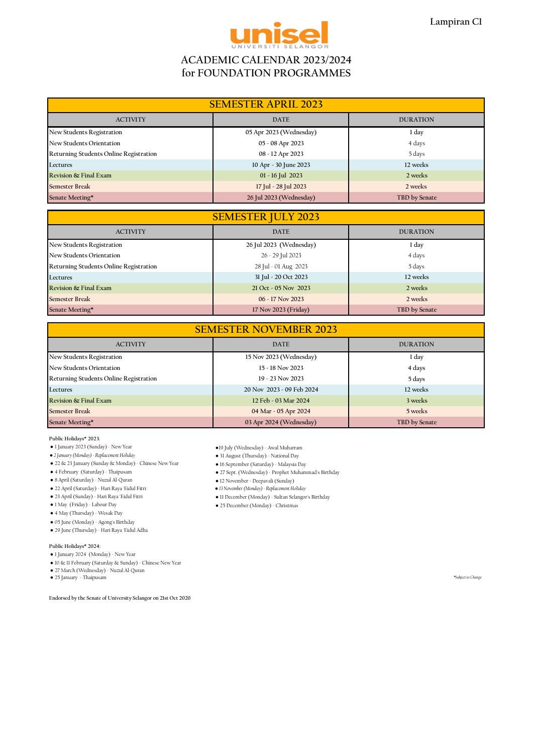Lampiran C1

unisel
UNIVERSITI SELANGOR

# ACADEMIC CALENDAR 2023/2024
# for FOUNDATION PROGRAMMES

## SEMESTER APRIL 2023

| ACTIVITY | DATE | DURATION |
|---|---|---|
| New Students Registration | 05 Apr 2023 (Wednesday) | 1 day |
| New Students Orientation | 05 - 08 Apr 2023 | 4 days |
| Returning Students Online Registration | 08 - 12 Apr 2023 | 5 days |
| Lectures | 10 Apr - 30 June 2023 | 12 weeks |
| Revision & Final Exam | 01 - 16 Jul 2023 | 2 weeks |
| Semester Break | 17 Jul - 28 Jul 2023 | 2 weeks |
| Senate Meeting* | 26 Jul 2023 (Wednesday) | TBD by Senate |

## SEMESTER JULY 2023

| ACTIVITY | DATE | DURATION |
|---|---|---|
| New Students Registration | 26 Jul 2023 (Wednesday) | 1 day |
| New Students Orientation | 26 - 29 Jul 2023 | 4 days |
| Returning Students Online Registration | 28 Jul - 01 Aug 2023 | 5 days |
| Lectures | 31 Jul - 20 Oct 2023 | 12 weeks |
| Revision & Final Exam | 21 Oct - 05 Nov 2023 | 2 weeks |
| Semester Break | 06 - 17 Nov 2023 | 2 weeks |
| Senate Meeting* | 17 Nov 2023 (Friday) | TBD by Senate |

## SEMESTER NOVEMBER 2023

| ACTIVITY | DATE | DURATION |
|---|---|---|
| New Students Registration | 15 Nov 2023 (Wednesday) | 1 day |
| New Students Orientation | 15 - 18 Nov 2023 | 4 days |
| Returning Students Online Registration | 19 - 23 Nov 2023 | 5 days |
| Lectures | 20 Nov 2023 - 09 Feb 2024 | 12 weeks |
| Revision & Final Exam | 12 Feb - 03 Mar 2024 | 3 weeks |
| Semester Break | 04 Mar - 05 Apr 2024 | 5 weeks |
| Senate Meeting* | 03 Apr 2024 (Wednesday) | TBD by Senate |

Public Holidays* 2023:

- 1 January 2023 (Sunday) - New Year
- *2 January (Monday) - Replacement Holiday*
- 22 & 23 January (Sunday & Monday) - Chinese New Year
- 4 February (Saturday) - Thaipusam
- 8 April (Saturday) - Nuzul Al-Quran
- 22 April (Saturday) - Hari Raya 'Eidul Fitri
- 23 April (Sunday) - Hari Raya 'Eidul Fitri
- 1 May (Friday) - Labour Day
- 4 May (Thursday) - Wesak Day
- 05 June (Monday) - Agong's Birthday
- 29 June (Thursday) - Hari Raya 'Eidul Adha
- 19 July (Wednesday) - Awal Muharram
- 31 August (Thursday) - National Day
- 16 September (Saturday) - Malaysia Day
- 27 Sept. (Wednesday) - Prophet Muhammad's Birthday
- 12 November - Deepavali (Sunday)
- *13 November (Monday) - Replacement Holiday*
- 11 December (Monday) - Sultan Selangor's Birthday
- 25 December (Monday) - Christmas

Public Holidays* 2024:

- 1 January 2024 (Monday) - New Year
- 10 & 11 February (Saturday & Sunday) - Chinese New Year
- 27 March (Wednesday) - Nuzul Al-Quran
- 25 January - Thaipusam

*\*Subject to Change*

Endorsed by the Senate of University Selangor on 21st Oct 2020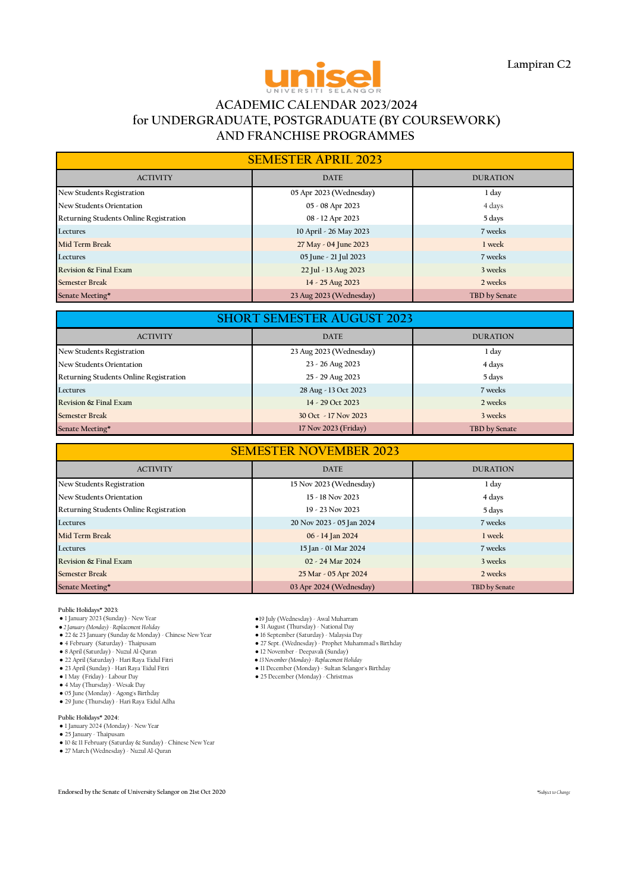Lampiran C2

unisel
UNIVERSITI SELANGOR

# ACADEMIC CALENDAR 2023/2024 for UNDERGRADUATE, POSTGRADUATE (BY COURSEWORK) AND FRANCHISE PROGRAMMES

## SEMESTER APRIL 2023

| ACTIVITY | DATE | DURATION |
|---|---|---|
| New Students Registration | 05 Apr 2023 (Wednesday) | 1 day |
| New Students Orientation | 05 - 08 Apr 2023 | 4 days |
| Returning Students Online Registration | 08 - 12 Apr 2023 | 5 days |
| Lectures | 10 April - 26 May 2023 | 7 weeks |
| Mid Term Break | 27 May - 04 June 2023 | 1 week |
| Lectures | 05 June - 21 Jul 2023 | 7 weeks |
| Revision & Final Exam | 22 Jul - 13 Aug 2023 | 3 weeks |
| Semester Break | 14 - 25 Aug 2023 | 2 weeks |
| Senate Meeting* | 23 Aug 2023 (Wednesday) | TBD by Senate |

## SHORT SEMESTER AUGUST 2023

| ACTIVITY | DATE | DURATION |
|---|---|---|
| New Students Registration | 23 Aug 2023 (Wednesday) | 1 day |
| New Students Orientation | 23 - 26 Aug 2023 | 4 days |
| Returning Students Online Registration | 25 - 29 Aug 2023 | 5 days |
| Lectures | 28 Aug - 13 Oct 2023 | 7 weeks |
| Revision & Final Exam | 14 - 29 Oct 2023 | 2 weeks |
| Semester Break | 30 Oct - 17 Nov 2023 | 3 weeks |
| Senate Meeting* | 17 Nov 2023 (Friday) | TBD by Senate |

## SEMESTER NOVEMBER 2023

| ACTIVITY | DATE | DURATION |
|---|---|---|
| New Students Registration | 15 Nov 2023 (Wednesday) | 1 day |
| New Students Orientation | 15 - 18 Nov 2023 | 4 days |
| Returning Students Online Registration | 19 - 23 Nov 2023 | 5 days |
| Lectures | 20 Nov 2023 - 05 Jan 2024 | 7 weeks |
| Mid Term Break | 06 - 14 Jan 2024 | 1 week |
| Lectures | 15 Jan - 01 Mar 2024 | 7 weeks |
| Revision & Final Exam | 02 - 24 Mar 2024 | 3 weeks |
| Semester Break | 25 Mar - 05 Apr 2024 | 2 weeks |
| Senate Meeting* | 03 Apr 2024 (Wednesday) | TBD by Senate |

Public Holidays* 2023:

- 1 January 2023 (Sunday) - New Year
- *2 January (Monday) - Replacement Holiday*
- 22 & 23 January (Sunday & Monday) - Chinese New Year
- 4 February (Saturday) - Thaipusam
- 8 April (Saturday) - Nuzul Al-Quran
- 22 April (Saturday) - Hari Raya 'Eidul Fitri
- 23 April (Sunday) - Hari Raya 'Eidul Fitri
- 1 May (Friday) - Labour Day
- 4 May (Thursday) - Wesak Day
- 05 June (Monday) - Agong's Birthday
- 29 June (Thursday) - Hari Raya 'Eidul Adha
- 19 July (Wednesday) - Awal Muharram
- 31 August (Thursday) - National Day
- 16 September (Saturday) - Malaysia Day
- 27 Sept. (Wednesday) - Prophet Muhammad's Birthday
- 12 November - Deepavali (Sunday)
- *13 November (Monday) - Replacement Holiday*
- 11 December (Monday) - Sultan Selangor's Birthday
- 25 December (Monday) - Christmas

Public Holidays* 2024:

- 1 January 2024 (Monday) - New Year
- 25 January - Thaipusam
- 10 & 11 February (Saturday & Sunday) - Chinese New Year
- 27 March (Wednesday) - Nuzul Al-Quran

Endorsed by the Senate of University Selangor on 21st Oct 2020

*Subject to Change*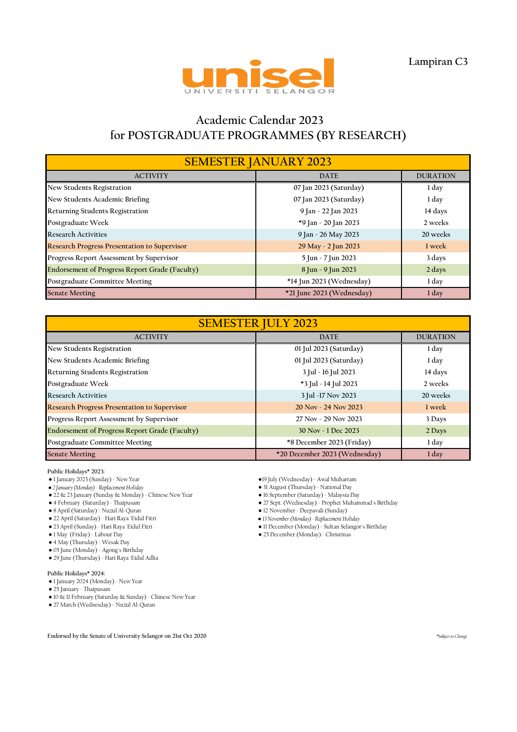Lampiran C3

unisel
UNIVERSITI SELANGOR

# Academic Calendar 2023
# for POSTGRADUATE PROGRAMMES (BY RESEARCH)

| SEMESTER JANUARY 2023 | | |
|---|---|---|
| ACTIVITY | DATE | DURATION |
| New Students Registration | 07 Jan 2023 (Saturday) | 1 day |
| New Students Academic Briefing | 07 Jan 2023 (Saturday) | 1 day |
| Returning Students Registration | 9 Jan - 22 Jan 2023 | 14 days |
| Postgraduate Week | *9 Jan - 20 Jan 2023 | 2 weeks |
| Research Activities | 9 Jan - 26 May 2023 | 20 weeks |
| Research Progress Presentation to Supervisor | 29 May - 2 Jun 2023 | 1 week |
| Progress Report Assessment by Supervisor | 5 Jun - 7 Jun 2023 | 3 days |
| Endorsement of Progress Report Grade (Faculty) | 8 Jun - 9 Jun 2023 | 2 days |
| Postgraduate Committee Meeting | *14 Jun 2023 (Wednesday) | 1 day |
| Senate Meeting | *21 June 2023 (Wednesday) | 1 day |

| SEMESTER JULY 2023 | | |
|---|---|---|
| ACTIVITY | DATE | DURATION |
| New Students Registration | 01 Jul 2023 (Saturday) | 1 day |
| New Students Academic Briefing | 01 Jul 2023 (Saturday) | 1 day |
| Returning Students Registration | 3 Jul - 16 Jul 2023 | 14 days |
| Postgraduate Week | *3 Jul - 14 Jul 2023 | 2 weeks |
| Research Activities | 3 Jul -17 Nov 2023 | 20 weeks |
| Research Progress Presentation to Supervisor | 20 Nov - 24 Nov 2023 | 1 week |
| Progress Report Assessment by Supervisor | 27 Nov - 29 Nov 2023 | 3 Days |
| Endorsement of Progress Report Grade (Faculty) | 30 Nov - 1 Dec 2023 | 2 Days |
| Postgraduate Committee Meeting | *8 December 2023 (Friday) | 1 day |
| Senate Meeting | *20 December 2023 (Wednesday) | 1 day |

Public Holidays* 2023:
- 1 January 2023 (Sunday) - New Year
- *2 January (Monday) - Replacement Holiday*
- 22 & 23 January (Sunday & Monday) - Chinese New Year
- 4 February (Saturday) - Thaipusam
- 8 April (Saturday) - Nuzul Al-Quran
- 22 April (Saturday) - Hari Raya 'Eidul Fitri
- 23 April (Sunday) - Hari Raya 'Eidul Fitri
- 1 May (Friday) - Labour Day
- 4 May (Thursday) - Wesak Day
- 05 June (Monday) - Agong's Birthday
- 29 June (Thursday) - Hari Raya 'Eidul Adha
- 19 July (Wednesday) - Awal Muharram
- 31 August (Thursday) - National Day
- 16 September (Saturday) - Malaysia Day
- 27 Sept. (Wednesday) - Prophet Muhammad's Birthday
- 12 November - Deepavali (Sunday)
- *13 November (Monday) - Replacement Holiday*
- 11 December (Monday) - Sultan Selangor's Birthday
- 25 December (Monday) - Christmas

Public Holidays* 2024:
- 1 January 2024 (Monday) - New Year
- 25 January - Thaipusam
- 10 & 11 February (Saturday & Sunday) - Chinese New Year
- 27 March (Wednesday) - Nuzul Al-Quran

Endorsed by the Senate of University Selangor on 21st Oct 2020

*\*Subject to Change*